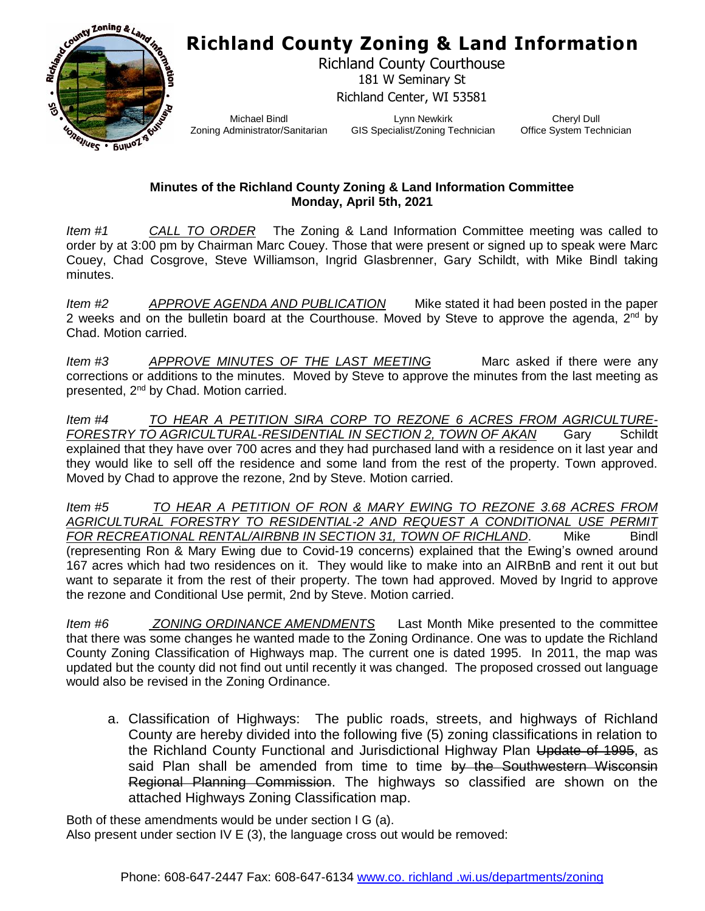# Richland County Zoning & Land Information

Richland County Courthouse
181 W Seminary St
Richland Center, WI 53581

Michael Bindl
Zoning Administrator/Sanitarian

Lynn Newkirk
GIS Specialist/Zoning Technician

Cheryl Dull
Office System Technician

**Minutes of the Richland County Zoning & Land Information Committee**
**Monday, April 5th, 2021**

*Item #1* *CALL TO ORDER* The Zoning & Land Information Committee meeting was called to order by at 3:00 pm by Chairman Marc Couey. Those that were present or signed up to speak were Marc Couey, Chad Cosgrove, Steve Williamson, Ingrid Glasbrenner, Gary Schildt, with Mike Bindl taking minutes.

*Item #2* *APPROVE AGENDA AND PUBLICATION* Mike stated it had been posted in the paper 2 weeks and on the bulletin board at the Courthouse. Moved by Steve to approve the agenda, 2nd by Chad. Motion carried.

*Item #3* *APPROVE MINUTES OF THE LAST MEETING* Marc asked if there were any corrections or additions to the minutes. Moved by Steve to approve the minutes from the last meeting as presented, 2nd by Chad. Motion carried.

*Item #4* *TO HEAR A PETITION SIRA CORP TO REZONE 6 ACRES FROM AGRICULTURE-FORESTRY TO AGRICULTURAL-RESIDENTIAL IN SECTION 2, TOWN OF AKAN* Gary Schildt explained that they have over 700 acres and they had purchased land with a residence on it last year and they would like to sell off the residence and some land from the rest of the property. Town approved. Moved by Chad to approve the rezone, 2nd by Steve. Motion carried.

*Item #5* *TO HEAR A PETITION OF RON & MARY EWING TO REZONE 3.68 ACRES FROM AGRICULTURAL FORESTRY TO RESIDENTIAL-2 AND REQUEST A CONDITIONAL USE PERMIT FOR RECREATIONAL RENTAL/AIRBNB IN SECTION 31, TOWN OF RICHLAND.* Mike Bindl (representing Ron & Mary Ewing due to Covid-19 concerns) explained that the Ewing's owned around 167 acres which had two residences on it. They would like to make into an AIRBnB and rent it out but want to separate it from the rest of their property. The town had approved. Moved by Ingrid to approve the rezone and Conditional Use permit, 2nd by Steve. Motion carried.

*Item #6* *ZONING ORDINANCE AMENDMENTS* Last Month Mike presented to the committee that there was some changes he wanted made to the Zoning Ordinance. One was to update the Richland County Zoning Classification of Highways map. The current one is dated 1995. In 2011, the map was updated but the county did not find out until recently it was changed. The proposed crossed out language would also be revised in the Zoning Ordinance.

a. Classification of Highways: The public roads, streets, and highways of Richland County are hereby divided into the following five (5) zoning classifications in relation to the Richland County Functional and Jurisdictional Highway Plan ~~Update of 1995~~, as said Plan shall be amended from time to time ~~by the Southwestern Wisconsin Regional Planning Commission~~. The highways so classified are shown on the attached Highways Zoning Classification map.

Both of these amendments would be under section I G (a).
Also present under section IV E (3), the language cross out would be removed: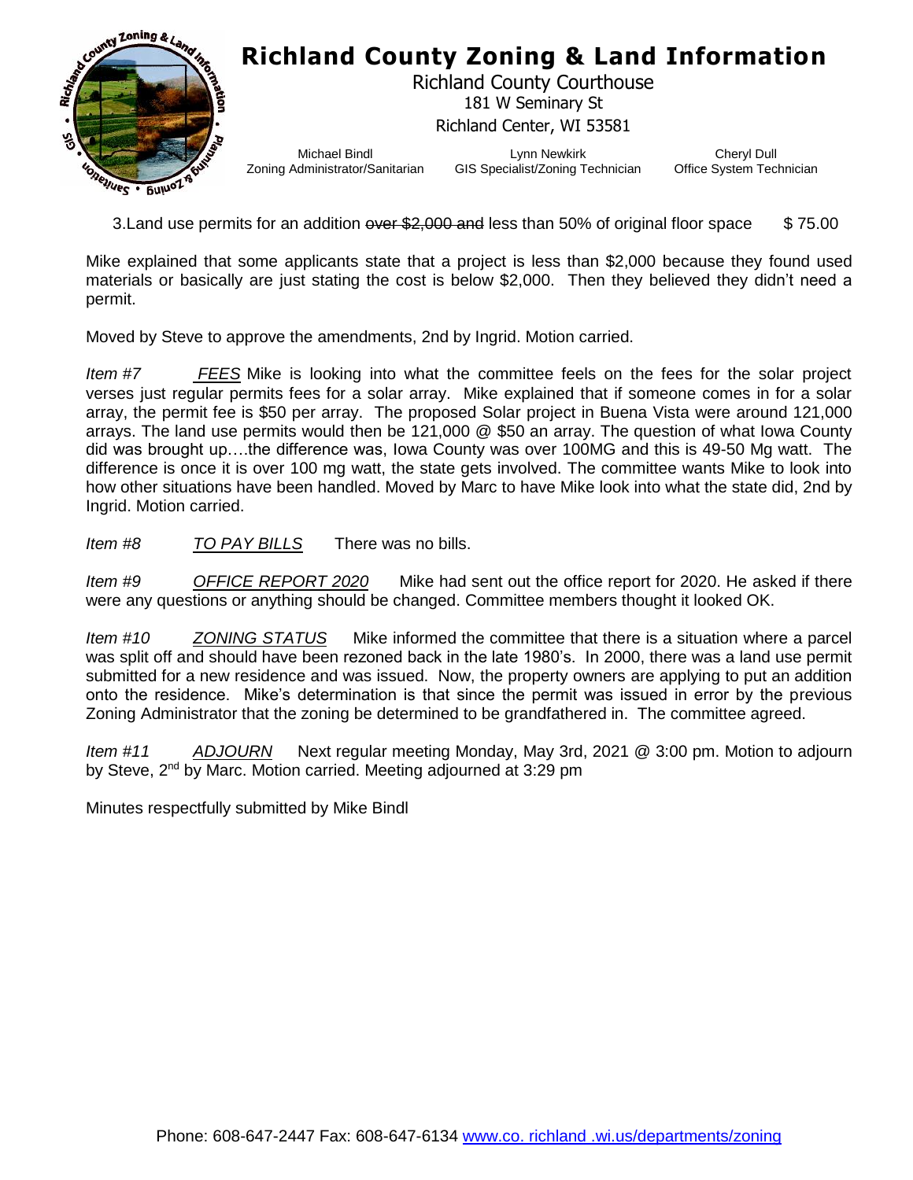# Richland County Zoning & Land Information

Richland County Courthouse
181 W Seminary St
Richland Center, WI 53581

Michael Bindl — Zoning Administrator/Sanitarian
Lynn Newkirk — GIS Specialist/Zoning Technician
Cheryl Dull — Office System Technician

3.Land use permits for an addition ~~over $2,000 and~~ less than 50% of original floor space $ 75.00

Mike explained that some applicants state that a project is less than $2,000 because they found used materials or basically are just stating the cost is below $2,000. Then they believed they didn't need a permit.

Moved by Steve to approve the amendments, 2nd by Ingrid. Motion carried.

*Item #7* *FEES* Mike is looking into what the committee feels on the fees for the solar project verses just regular permits fees for a solar array. Mike explained that if someone comes in for a solar array, the permit fee is $50 per array. The proposed Solar project in Buena Vista were around 121,000 arrays. The land use permits would then be 121,000 @ $50 an array. The question of what Iowa County did was brought up….the difference was, Iowa County was over 100MG and this is 49-50 Mg watt. The difference is once it is over 100 mg watt, the state gets involved. The committee wants Mike to look into how other situations have been handled. Moved by Marc to have Mike look into what the state did, 2nd by Ingrid. Motion carried.

*Item #8* *TO PAY BILLS* There was no bills.

*Item #9* *OFFICE REPORT 2020* Mike had sent out the office report for 2020. He asked if there were any questions or anything should be changed. Committee members thought it looked OK.

*Item #10* *ZONING STATUS* Mike informed the committee that there is a situation where a parcel was split off and should have been rezoned back in the late 1980's. In 2000, there was a land use permit submitted for a new residence and was issued. Now, the property owners are applying to put an addition onto the residence. Mike's determination is that since the permit was issued in error by the previous Zoning Administrator that the zoning be determined to be grandfathered in. The committee agreed.

*Item #11* *ADJOURN* Next regular meeting Monday, May 3rd, 2021 @ 3:00 pm. Motion to adjourn by Steve, 2nd by Marc. Motion carried. Meeting adjourned at 3:29 pm

Minutes respectfully submitted by Mike Bindl

Phone: 608-647-2447 Fax: 608-647-6134 www.co. richland .wi.us/departments/zoning